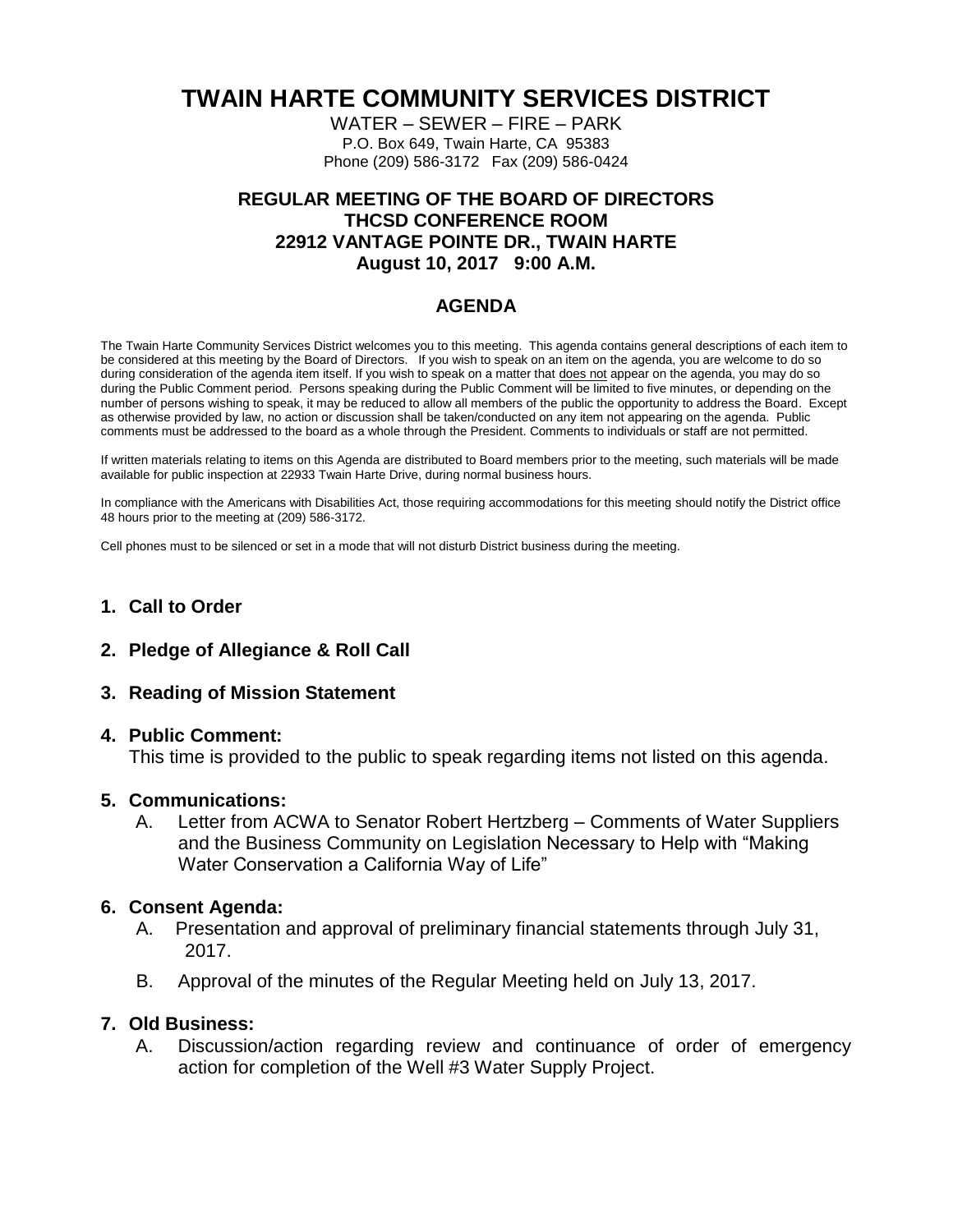# TWAIN HARTE COMMUNITY SERVICES DISTRICT

WATER – SEWER – FIRE – PARK
P.O. Box 649, Twain Harte, CA 95383
Phone (209) 586-3172 Fax (209) 586-0424

## REGULAR MEETING OF THE BOARD OF DIRECTORS
## THCSD CONFERENCE ROOM
## 22912 VANTAGE POINTE DR., TWAIN HARTE
## August 10, 2017 9:00 A.M.

## AGENDA

The Twain Harte Community Services District welcomes you to this meeting. This agenda contains general descriptions of each item to be considered at this meeting by the Board of Directors. If you wish to speak on an item on the agenda, you are welcome to do so during consideration of the agenda item itself. If you wish to speak on a matter that does not appear on the agenda, you may do so during the Public Comment period. Persons speaking during the Public Comment will be limited to five minutes, or depending on the number of persons wishing to speak, it may be reduced to allow all members of the public the opportunity to address the Board. Except as otherwise provided by law, no action or discussion shall be taken/conducted on any item not appearing on the agenda. Public comments must be addressed to the board as a whole through the President. Comments to individuals or staff are not permitted.

If written materials relating to items on this Agenda are distributed to Board members prior to the meeting, such materials will be made available for public inspection at 22933 Twain Harte Drive, during normal business hours.

In compliance with the Americans with Disabilities Act, those requiring accommodations for this meeting should notify the District office 48 hours prior to the meeting at (209) 586-3172.

Cell phones must to be silenced or set in a mode that will not disturb District business during the meeting.

**1. Call to Order**

**2. Pledge of Allegiance & Roll Call**

**3. Reading of Mission Statement**

**4. Public Comment:**
This time is provided to the public to speak regarding items not listed on this agenda.

**5. Communications:**

A. Letter from ACWA to Senator Robert Hertzberg – Comments of Water Suppliers and the Business Community on Legislation Necessary to Help with "Making Water Conservation a California Way of Life"

**6. Consent Agenda:**

A. Presentation and approval of preliminary financial statements through July 31, 2017.

B. Approval of the minutes of the Regular Meeting held on July 13, 2017.

**7. Old Business:**

A. Discussion/action regarding review and continuance of order of emergency action for completion of the Well #3 Water Supply Project.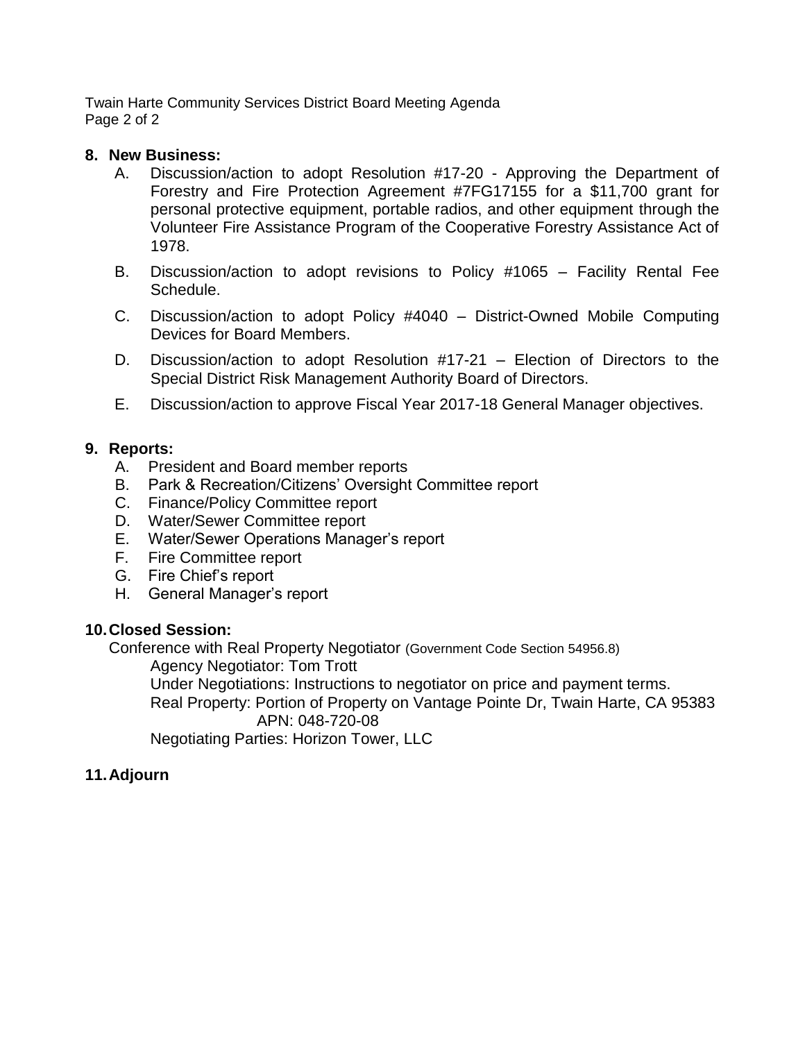**8. New Business:**

A. Discussion/action to adopt Resolution #17-20 - Approving the Department of Forestry and Fire Protection Agreement #7FG17155 for a $11,700 grant for personal protective equipment, portable radios, and other equipment through the Volunteer Fire Assistance Program of the Cooperative Forestry Assistance Act of 1978.

B. Discussion/action to adopt revisions to Policy #1065 – Facility Rental Fee Schedule.

C. Discussion/action to adopt Policy #4040 – District-Owned Mobile Computing Devices for Board Members.

D. Discussion/action to adopt Resolution #17-21 – Election of Directors to the Special District Risk Management Authority Board of Directors.

E. Discussion/action to approve Fiscal Year 2017-18 General Manager objectives.

**9. Reports:**

A. President and Board member reports
B. Park & Recreation/Citizens' Oversight Committee report
C. Finance/Policy Committee report
D. Water/Sewer Committee report
E. Water/Sewer Operations Manager's report
F. Fire Committee report
G. Fire Chief's report
H. General Manager's report

**10. Closed Session:**

Conference with Real Property Negotiator (Government Code Section 54956.8)

Agency Negotiator: Tom Trott
Under Negotiations: Instructions to negotiator on price and payment terms.
Real Property: Portion of Property on Vantage Pointe Dr, Twain Harte, CA 95383
APN: 048-720-08
Negotiating Parties: Horizon Tower, LLC

**11. Adjourn**